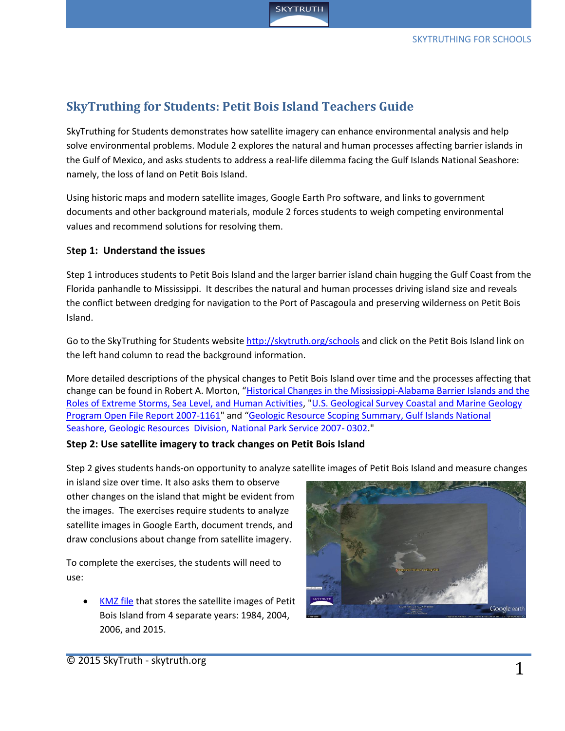# SkyTruthing for Students: Petit Bois Island Teachers Guide

SkyTruthing for Students demonstrates how satellite imagery can enhance environmental analysis and help solve environmental problems. Module 2 explores the natural and human processes affecting barrier islands in the Gulf of Mexico, and asks students to address a real-life dilemma facing the Gulf Islands National Seashore: namely, the loss of land on Petit Bois Island.

Using historic maps and modern satellite images, Google Earth Pro software, and links to government documents and other background materials, module 2 forces students to weigh competing environmental values and recommend solutions for resolving them.

### Step 1: Understand the issues

Step 1 introduces students to Petit Bois Island and the larger barrier island chain hugging the Gulf Coast from the Florida panhandle to Mississippi. It describes the natural and human processes driving island size and reveals the conflict between dredging for navigation to the Port of Pascagoula and preserving wilderness on Petit Bois Island.

Go to the SkyTruthing for Students website http://skytruth.org/schools and click on the Petit Bois Island link on the left hand column to read the background information.

More detailed descriptions of the physical changes to Petit Bois Island over time and the processes affecting that change can be found in Robert A. Morton, "Historical Changes in the Mississippi-Alabama Barrier Islands and the Roles of Extreme Storms, Sea Level, and Human Activities, "U.S. Geological Survey Coastal and Marine Geology Program Open File Report 2007-1161" and "Geologic Resource Scoping Summary, Gulf Islands National Seashore, Geologic Resources Division, National Park Service 2007- 0302."

### Step 2: Use satellite imagery to track changes on Petit Bois Island

Step 2 gives students hands-on opportunity to analyze satellite images of Petit Bois Island and measure changes in island size over time. It also asks them to observe other changes on the island that might be evident from the images. The exercises require students to analyze satellite images in Google Earth, document trends, and draw conclusions about change from satellite imagery.

To complete the exercises, the students will need to use:

- KMZ file that stores the satellite images of Petit Bois Island from 4 separate years: 1984, 2004, 2006, and 2015.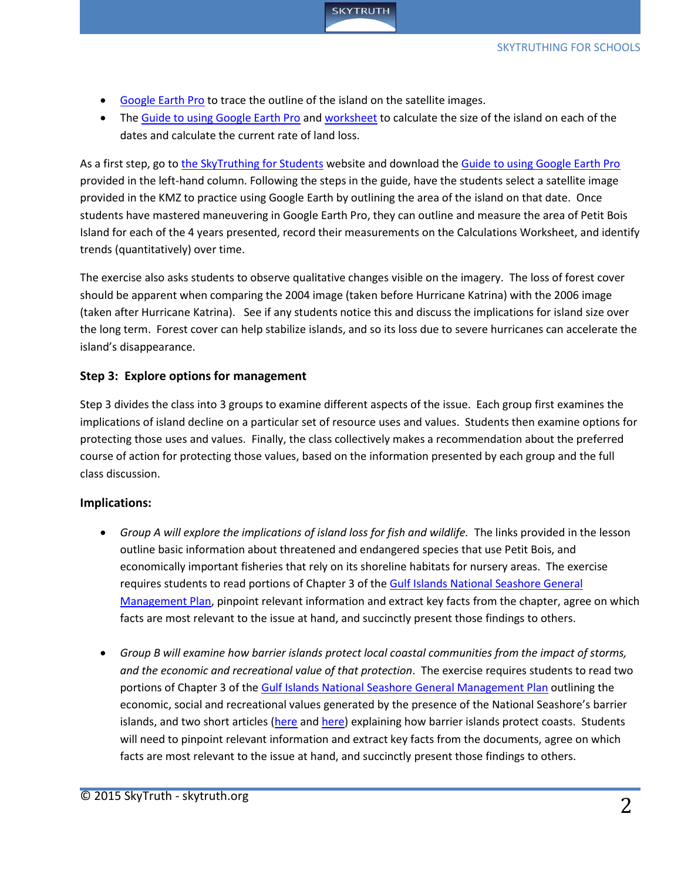- Google Earth Pro to trace the outline of the island on the satellite images.
- The Guide to using Google Earth Pro and worksheet to calculate the size of the island on each of the dates and calculate the current rate of land loss.

As a first step, go to the SkyTruthing for Students website and download the Guide to using Google Earth Pro provided in the left-hand column. Following the steps in the guide, have the students select a satellite image provided in the KMZ to practice using Google Earth by outlining the area of the island on that date. Once students have mastered maneuvering in Google Earth Pro, they can outline and measure the area of Petit Bois Island for each of the 4 years presented, record their measurements on the Calculations Worksheet, and identify trends (quantitatively) over time.

The exercise also asks students to observe qualitative changes visible on the imagery. The loss of forest cover should be apparent when comparing the 2004 image (taken before Hurricane Katrina) with the 2006 image (taken after Hurricane Katrina). See if any students notice this and discuss the implications for island size over the long term. Forest cover can help stabilize islands, and so its loss due to severe hurricanes can accelerate the island's disappearance.

### Step 3: Explore options for management

Step 3 divides the class into 3 groups to examine different aspects of the issue. Each group first examines the implications of island decline on a particular set of resource uses and values. Students then examine options for protecting those uses and values. Finally, the class collectively makes a recommendation about the preferred course of action for protecting those values, based on the information presented by each group and the full class discussion.

**Implications:**

- *Group A will explore the implications of island loss for fish and wildlife.* The links provided in the lesson outline basic information about threatened and endangered species that use Petit Bois, and economically important fisheries that rely on its shoreline habitats for nursery areas. The exercise requires students to read portions of Chapter 3 of the Gulf Islands National Seashore General Management Plan, pinpoint relevant information and extract key facts from the chapter, agree on which facts are most relevant to the issue at hand, and succinctly present those findings to others.

- *Group B will examine how barrier islands protect local coastal communities from the impact of storms, and the economic and recreational value of that protection*. The exercise requires students to read two portions of Chapter 3 of the Gulf Islands National Seashore General Management Plan outlining the economic, social and recreational values generated by the presence of the National Seashore's barrier islands, and two short articles (here and here) explaining how barrier islands protect coasts. Students will need to pinpoint relevant information and extract key facts from the documents, agree on which facts are most relevant to the issue at hand, and succinctly present those findings to others.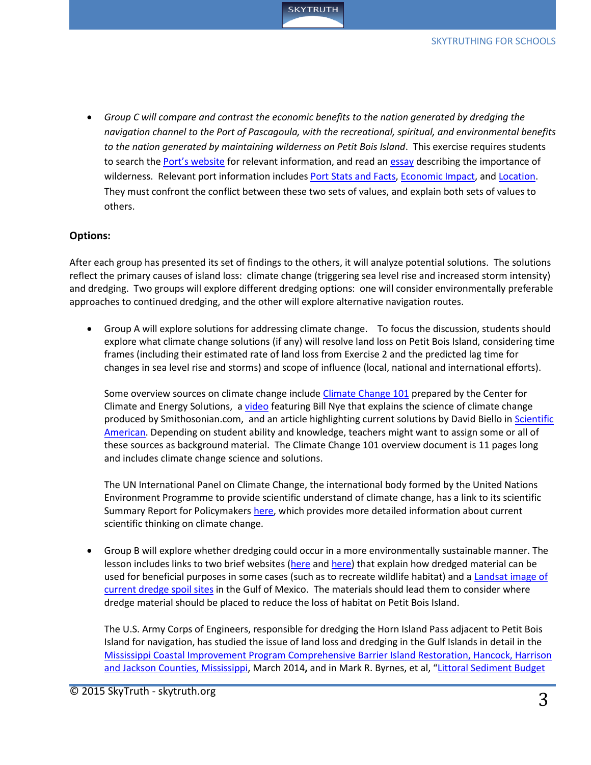- *Group C will compare and contrast the economic benefits to the nation generated by dredging the navigation channel to the Port of Pascagoula, with the recreational, spiritual, and environmental benefits to the nation generated by maintaining wilderness on Petit Bois Island*. This exercise requires students to search the Port's website for relevant information, and read an essay describing the importance of wilderness. Relevant port information includes Port Stats and Facts, Economic Impact, and Location. They must confront the conflict between these two sets of values, and explain both sets of values to others.

**Options:**

After each group has presented its set of findings to the others, it will analyze potential solutions. The solutions reflect the primary causes of island loss: climate change (triggering sea level rise and increased storm intensity) and dredging. Two groups will explore different dredging options: one will consider environmentally preferable approaches to continued dredging, and the other will explore alternative navigation routes.

- Group A will explore solutions for addressing climate change. To focus the discussion, students should explore what climate change solutions (if any) will resolve land loss on Petit Bois Island, considering time frames (including their estimated rate of land loss from Exercise 2 and the predicted lag time for changes in sea level rise and storms) and scope of influence (local, national and international efforts).

  Some overview sources on climate change include Climate Change 101 prepared by the Center for Climate and Energy Solutions, a video featuring Bill Nye that explains the science of climate change produced by Smithosonian.com, and an article highlighting current solutions by David Biello in Scientific American. Depending on student ability and knowledge, teachers might want to assign some or all of these sources as background material. The Climate Change 101 overview document is 11 pages long and includes climate change science and solutions.

  The UN International Panel on Climate Change, the international body formed by the United Nations Environment Programme to provide scientific understand of climate change, has a link to its scientific Summary Report for Policymakers here, which provides more detailed information about current scientific thinking on climate change.

- Group B will explore whether dredging could occur in a more environmentally sustainable manner. The lesson includes links to two brief websites (here and here) that explain how dredged material can be used for beneficial purposes in some cases (such as to recreate wildlife habitat) and a Landsat image of current dredge spoil sites in the Gulf of Mexico. The materials should lead them to consider where dredge material should be placed to reduce the loss of habitat on Petit Bois Island.

  The U.S. Army Corps of Engineers, responsible for dredging the Horn Island Pass adjacent to Petit Bois Island for navigation, has studied the issue of land loss and dredging in the Gulf Islands in detail in the Mississippi Coastal Improvement Program Comprehensive Barrier Island Restoration, Hancock, Harrison and Jackson Counties, Mississippi, March 2014**,** and in Mark R. Byrnes, et al, "Littoral Sediment Budget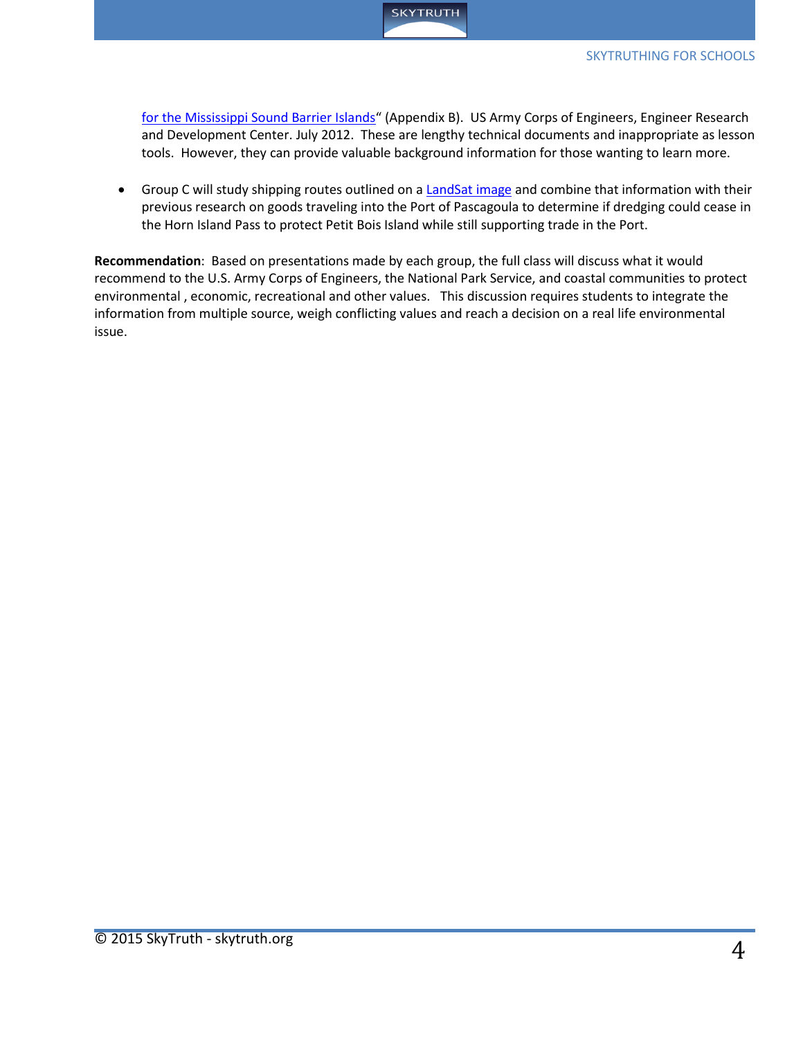for the Mississippi Sound Barrier Islands“ (Appendix B). US Army Corps of Engineers, Engineer Research and Development Center. July 2012. These are lengthy technical documents and inappropriate as lesson tools. However, they can provide valuable background information for those wanting to learn more.

- Group C will study shipping routes outlined on a LandSat image and combine that information with their previous research on goods traveling into the Port of Pascagoula to determine if dredging could cease in the Horn Island Pass to protect Petit Bois Island while still supporting trade in the Port.

**Recommendation**: Based on presentations made by each group, the full class will discuss what it would recommend to the U.S. Army Corps of Engineers, the National Park Service, and coastal communities to protect environmental , economic, recreational and other values. This discussion requires students to integrate the information from multiple source, weigh conflicting values and reach a decision on a real life environmental issue.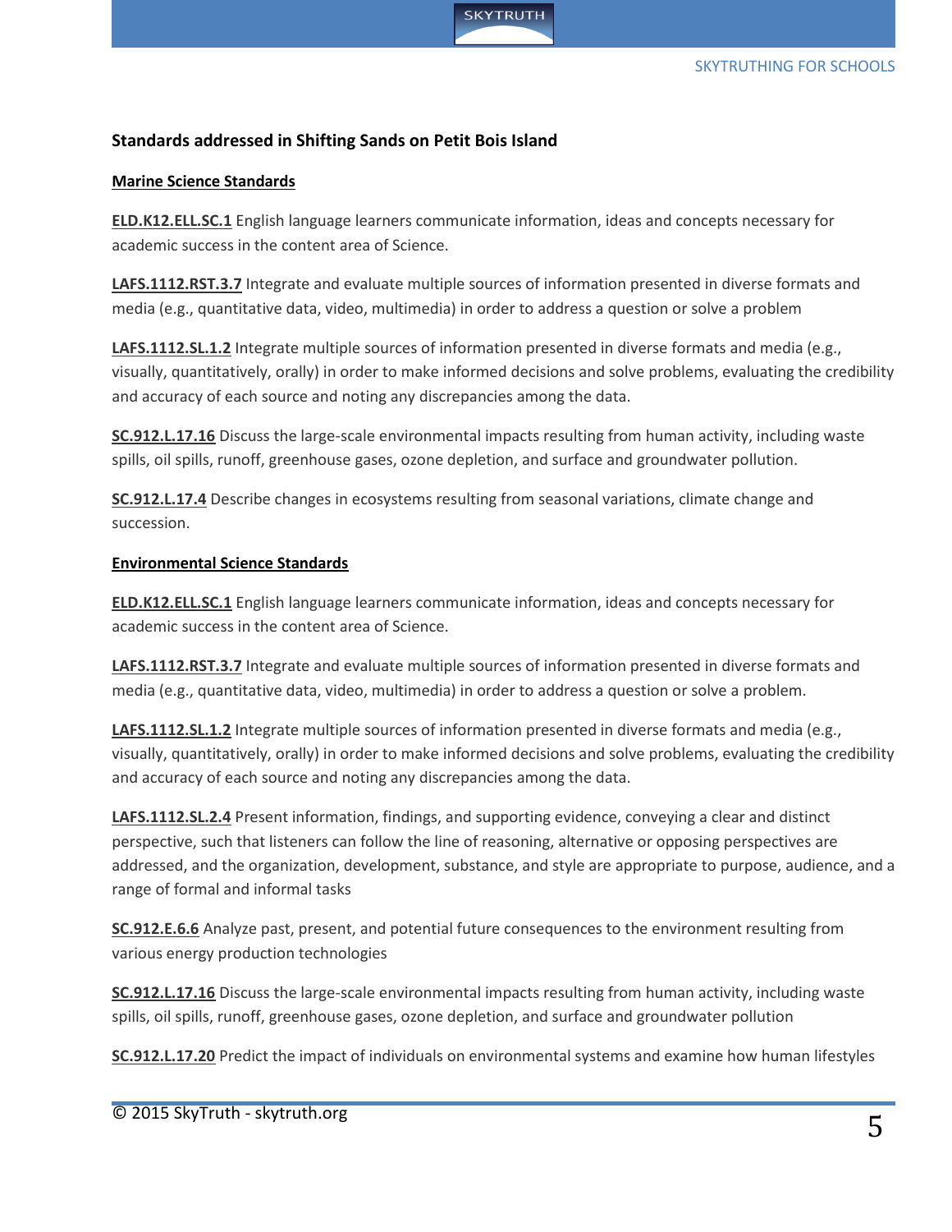### Standards addressed in Shifting Sands on Petit Bois Island

**Marine Science Standards**

**ELD.K12.ELL.SC.1** English language learners communicate information, ideas and concepts necessary for academic success in the content area of Science.

**LAFS.1112.RST.3.7** Integrate and evaluate multiple sources of information presented in diverse formats and media (e.g., quantitative data, video, multimedia) in order to address a question or solve a problem

**LAFS.1112.SL.1.2** Integrate multiple sources of information presented in diverse formats and media (e.g., visually, quantitatively, orally) in order to make informed decisions and solve problems, evaluating the credibility and accuracy of each source and noting any discrepancies among the data.

**SC.912.L.17.16** Discuss the large-scale environmental impacts resulting from human activity, including waste spills, oil spills, runoff, greenhouse gases, ozone depletion, and surface and groundwater pollution.

**SC.912.L.17.4** Describe changes in ecosystems resulting from seasonal variations, climate change and succession.

**Environmental Science Standards**

**ELD.K12.ELL.SC.1** English language learners communicate information, ideas and concepts necessary for academic success in the content area of Science.

**LAFS.1112.RST.3.7** Integrate and evaluate multiple sources of information presented in diverse formats and media (e.g., quantitative data, video, multimedia) in order to address a question or solve a problem.

**LAFS.1112.SL.1.2** Integrate multiple sources of information presented in diverse formats and media (e.g., visually, quantitatively, orally) in order to make informed decisions and solve problems, evaluating the credibility and accuracy of each source and noting any discrepancies among the data.

**LAFS.1112.SL.2.4** Present information, findings, and supporting evidence, conveying a clear and distinct perspective, such that listeners can follow the line of reasoning, alternative or opposing perspectives are addressed, and the organization, development, substance, and style are appropriate to purpose, audience, and a range of formal and informal tasks

**SC.912.E.6.6** Analyze past, present, and potential future consequences to the environment resulting from various energy production technologies

**SC.912.L.17.16** Discuss the large-scale environmental impacts resulting from human activity, including waste spills, oil spills, runoff, greenhouse gases, ozone depletion, and surface and groundwater pollution

**SC.912.L.17.20** Predict the impact of individuals on environmental systems and examine how human lifestyles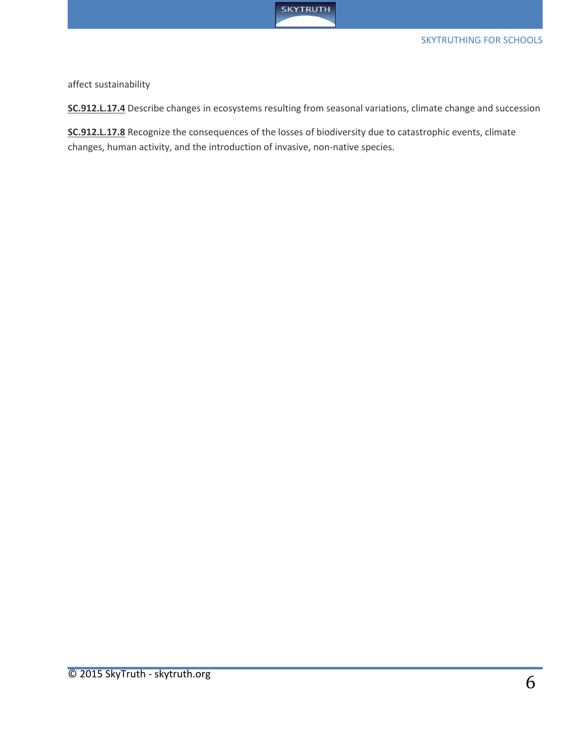affect sustainability

**SC.912.L.17.4** Describe changes in ecosystems resulting from seasonal variations, climate change and succession

**SC.912.L.17.8** Recognize the consequences of the losses of biodiversity due to catastrophic events, climate changes, human activity, and the introduction of invasive, non-native species.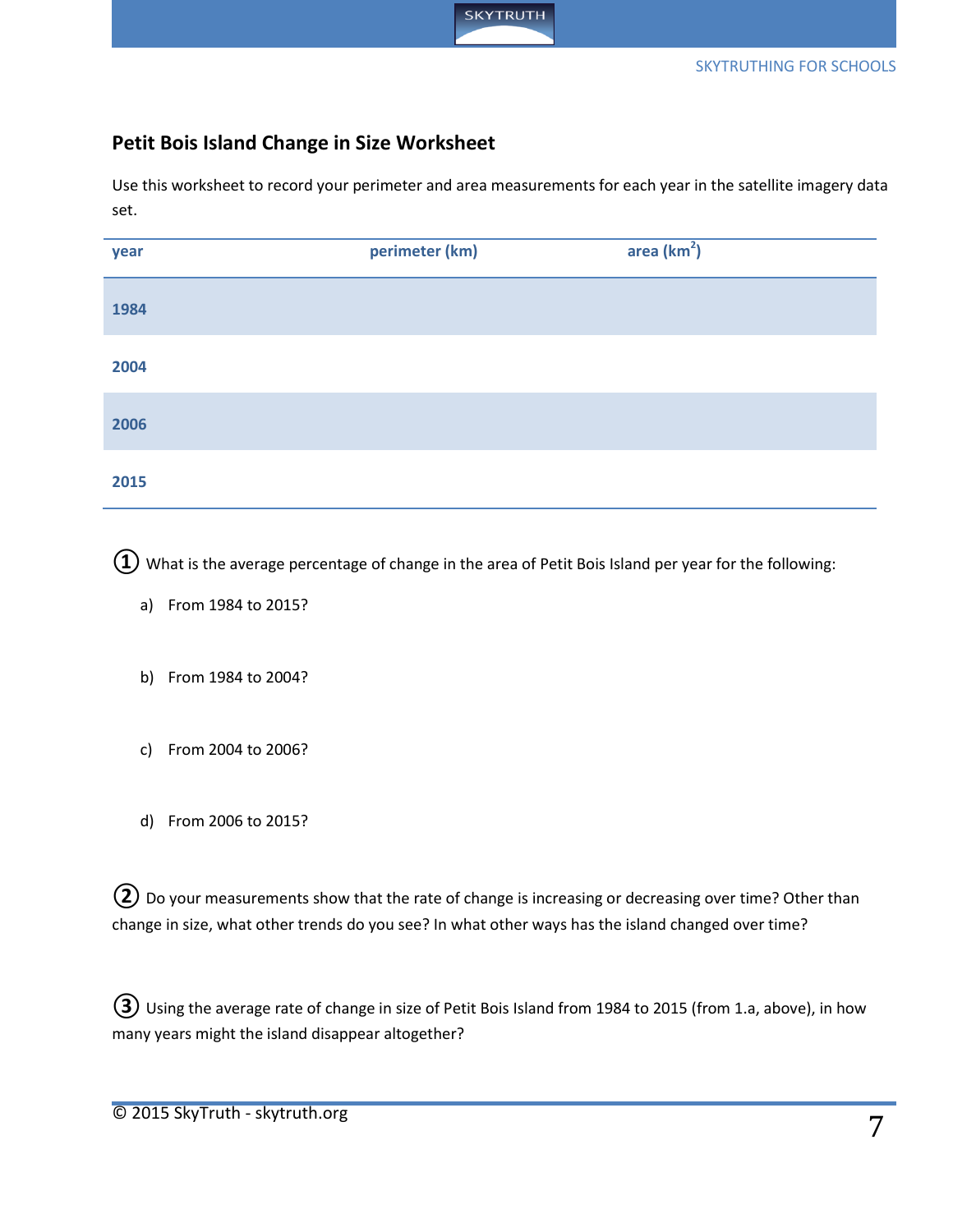## Petit Bois Island Change in Size Worksheet

Use this worksheet to record your perimeter and area measurements for each year in the satellite imagery data set.

| year | perimeter (km) | area ($km^2$) |
|---|---|---|
| 1984 | | |
| 2004 | | |
| 2006 | | |
| 2015 | | |

① What is the average percentage of change in the area of Petit Bois Island per year for the following:

a) From 1984 to 2015?

b) From 1984 to 2004?

c) From 2004 to 2006?

d) From 2006 to 2015?

② Do your measurements show that the rate of change is increasing or decreasing over time? Other than change in size, what other trends do you see? In what other ways has the island changed over time?

③ Using the average rate of change in size of Petit Bois Island from 1984 to 2015 (from 1.a, above), in how many years might the island disappear altogether?

© 2015 SkyTruth - skytruth.org